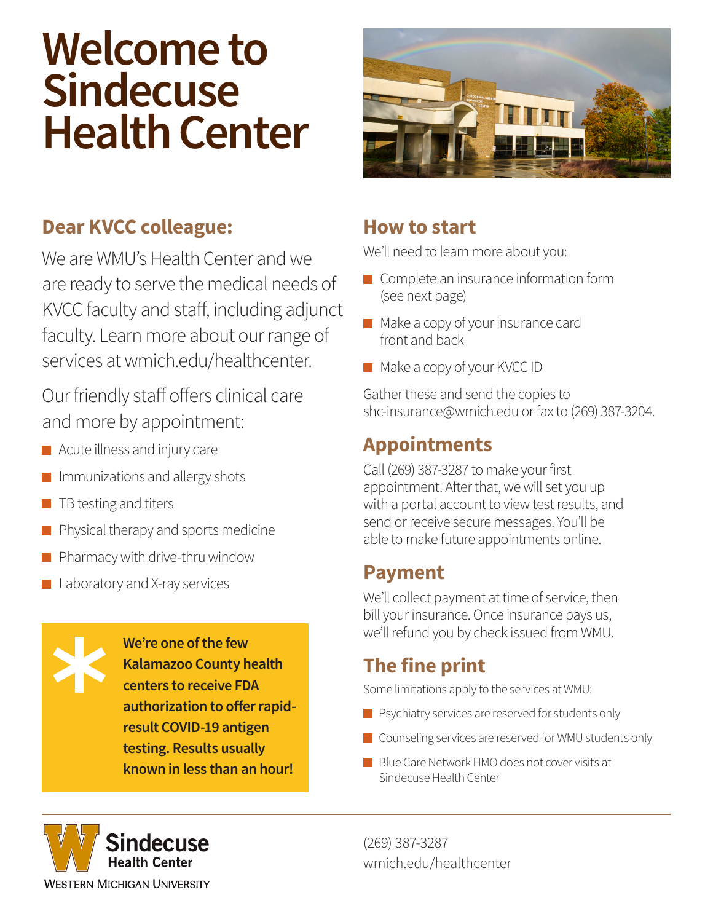# Welcome to Sindecuse Health Center

## Dear KVCC colleague:

We are WMU's Health Center and we are ready to serve the medical needs of KVCC faculty and staff, including adjunct faculty. Learn more about our range of services at wmich.edu/healthcenter.

Our friendly staff offers clinical care and more by appointment:

- Acute illness and injury care
- Immunizations and allergy shots
- TB testing and titers
- Physical therapy and sports medicine
- Pharmacy with drive-thru window
- Laboratory and X-ray services

**We're one of the few Kalamazoo County health centers to receive FDA authorization to offer rapid-result COVID-19 antigen testing. Results usually known in less than an hour!**

## How to start

We'll need to learn more about you:

- Complete an insurance information form (see next page)
- Make a copy of your insurance card front and back
- Make a copy of your KVCC ID

Gather these and send the copies to shc-insurance@wmich.edu or fax to (269) 387-3204.

## Appointments

Call (269) 387-3287 to make your first appointment. After that, we will set you up with a portal account to view test results, and send or receive secure messages. You'll be able to make future appointments online.

## Payment

We'll collect payment at time of service, then bill your insurance. Once insurance pays us, we'll refund you by check issued from WMU.

## The fine print

Some limitations apply to the services at WMU:

- Psychiatry services are reserved for students only
- Counseling services are reserved for WMU students only
- Blue Care Network HMO does not cover visits at Sindecuse Health Center

Sindecuse Health Center
Western Michigan University

(269) 387-3287
wmich.edu/healthcenter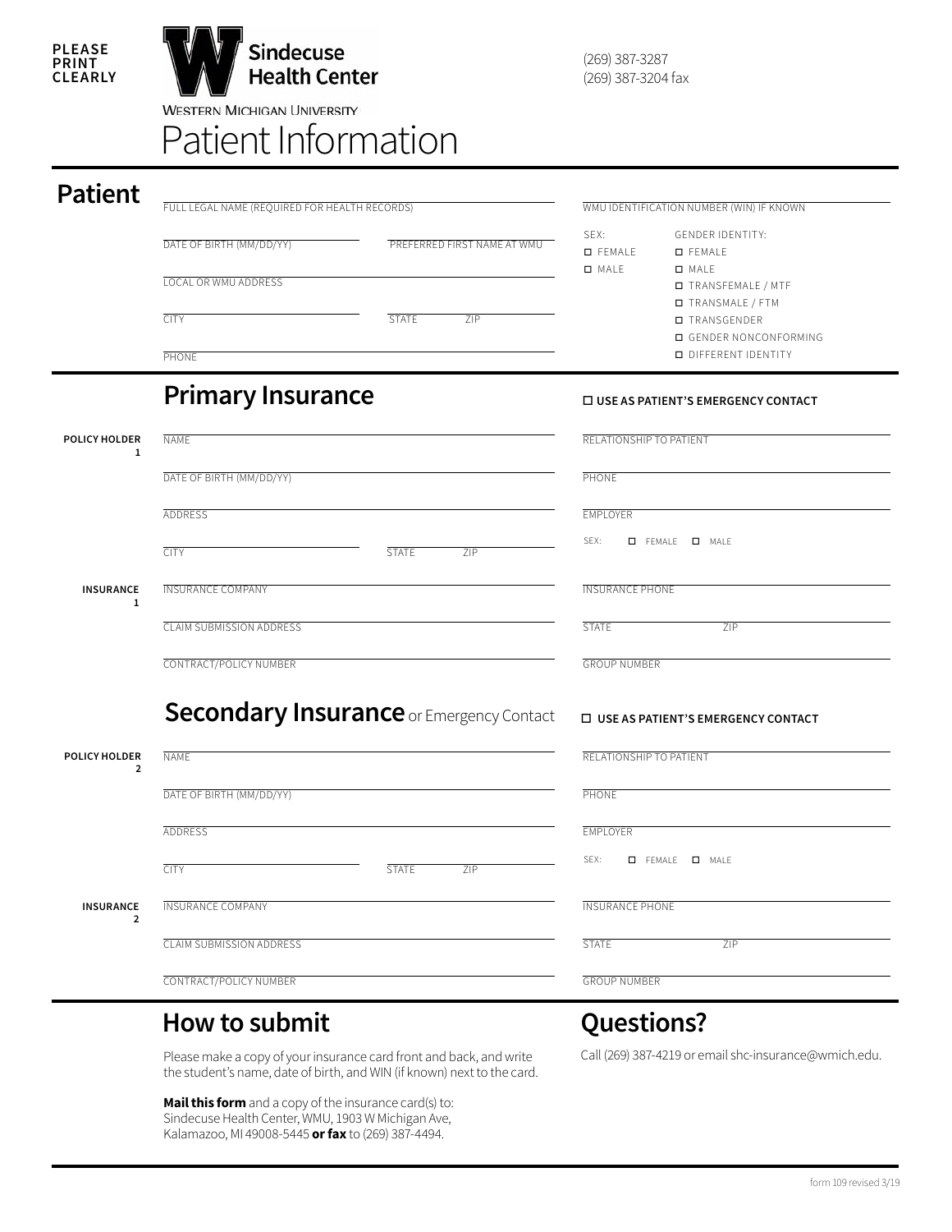PLEASE PRINT CLEARLY

**Sindecuse Health Center**
WESTERN MICHIGAN UNIVERSITY

(269) 387-3287
(269) 387-3204 fax

# Patient Information

## Patient

FULL LEGAL NAME (REQUIRED FOR HEALTH RECORDS)

WMU IDENTIFICATION NUMBER (WIN) IF KNOWN

DATE OF BIRTH (MM/DD/YY)

PREFERRED FIRST NAME AT WMU

LOCAL OR WMU ADDRESS

CITY

STATE

ZIP

PHONE

SEX:
- ☐ FEMALE
- ☐ MALE

GENDER IDENTITY:
- ☐ FEMALE
- ☐ MALE
- ☐ TRANSFEMALE / MTF
- ☐ TRANSMALE / FTM
- ☐ TRANSGENDER
- ☐ GENDER NONCONFORMING
- ☐ DIFFERENT IDENTITY

## Primary Insurance

☐ **USE AS PATIENT'S EMERGENCY CONTACT**

**POLICY HOLDER 1**

NAME

RELATIONSHIP TO PATIENT

DATE OF BIRTH (MM/DD/YY)

PHONE

ADDRESS

EMPLOYER

CITY

STATE

ZIP

SEX: ☐ FEMALE ☐ MALE

**INSURANCE 1**

INSURANCE COMPANY

INSURANCE PHONE

CLAIM SUBMISSION ADDRESS

STATE

ZIP

CONTRACT/POLICY NUMBER

GROUP NUMBER

## Secondary Insurance or Emergency Contact

☐ **USE AS PATIENT'S EMERGENCY CONTACT**

**POLICY HOLDER 2**

NAME

RELATIONSHIP TO PATIENT

DATE OF BIRTH (MM/DD/YY)

PHONE

ADDRESS

EMPLOYER

CITY

STATE

ZIP

SEX: ☐ FEMALE ☐ MALE

**INSURANCE 2**

INSURANCE COMPANY

INSURANCE PHONE

CLAIM SUBMISSION ADDRESS

STATE

ZIP

CONTRACT/POLICY NUMBER

GROUP NUMBER

## How to submit

Please make a copy of your insurance card front and back, and write the student's name, date of birth, and WIN (if known) next to the card.

**Mail this form** and a copy of the insurance card(s) to:
Sindecuse Health Center, WMU, 1903 W Michigan Ave,
Kalamazoo, MI 49008-5445 **or fax** to (269) 387-4494.

## Questions?

Call (269) 387-4219 or email shc-insurance@wmich.edu.

form 109 revised 3/19